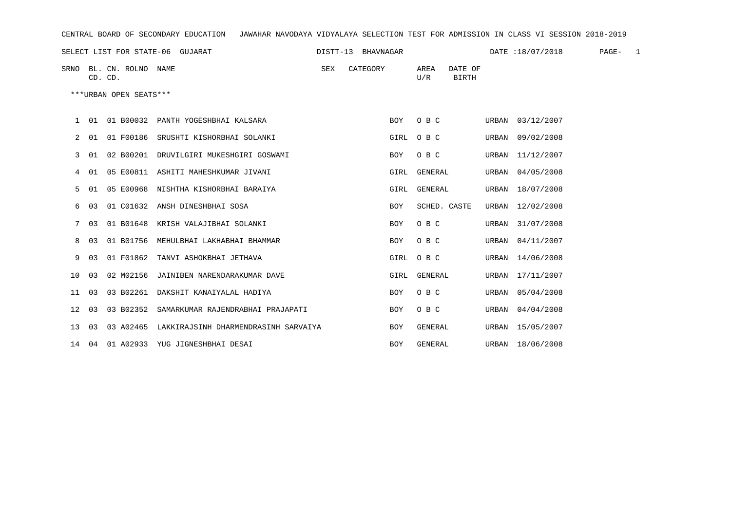CENTRAL BOARD OF SECONDARY EDUCATION   JAWAHAR NAVODAYA VIDYALAYA SELECTION TEST FOR ADMISSION IN CLASS VI SESSION 2018-2019

SELECT LIST FOR STATE-06 GUJARAT   DISTT-13 BHAVNAGAR   DATE :18/07/2018   PAGE- 1

***URBAN OPEN SEATS***

| SRNO | BL. CD. | CN. CD. | ROLNO | NAME | SEX | CATEGORY | AREA U/R | DATE OF BIRTH |
|---|---|---|---|---|---|---|---|---|
| 1 | 01 | 01 | B00032 | PANTH YOGESHBHAI KALSARA | BOY | O B C | URBAN | 03/12/2007 |
| 2 | 01 | 01 | F00186 | SRUSHTI KISHORBHAI SOLANKI | GIRL | O B C | URBAN | 09/02/2008 |
| 3 | 01 | 02 | B00201 | DRUVILGIRI MUKESHGIRI GOSWAMI | BOY | O B C | URBAN | 11/12/2007 |
| 4 | 01 | 05 | E00811 | ASHITI MAHESHKUMAR JIVANI | GIRL | GENERAL | URBAN | 04/05/2008 |
| 5 | 01 | 05 | E00968 | NISHTHA KISHORBHAI BARAIYA | GIRL | GENERAL | URBAN | 18/07/2008 |
| 6 | 03 | 01 | C01632 | ANSH DINESHBHAI SOSA | BOY | SCHED. CASTE | URBAN | 12/02/2008 |
| 7 | 03 | 01 | B01648 | KRISH VALAJIBHAI SOLANKI | BOY | O B C | URBAN | 31/07/2008 |
| 8 | 03 | 01 | B01756 | MEHULBHAI LAKHABHAI BHAMMAR | BOY | O B C | URBAN | 04/11/2007 |
| 9 | 03 | 01 | F01862 | TANVI ASHOKBHAI JETHAVA | GIRL | O B C | URBAN | 14/06/2008 |
| 10 | 03 | 02 | M02156 | JAINIBEN NARENDARAKUMAR DAVE | GIRL | GENERAL | URBAN | 17/11/2007 |
| 11 | 03 | 03 | B02261 | DAKSHIT KANAIYALAL HADIYA | BOY | O B C | URBAN | 05/04/2008 |
| 12 | 03 | 03 | B02352 | SAMARKUMAR RAJENDRABHAI PRAJAPATI | BOY | O B C | URBAN | 04/04/2008 |
| 13 | 03 | 03 | A02465 | LAKKIRAJSINH DHARMENDRASINH SARVAIYA | BOY | GENERAL | URBAN | 15/05/2007 |
| 14 | 04 | 01 | A02933 | YUG JIGNESHBHAI DESAI | BOY | GENERAL | URBAN | 18/06/2008 |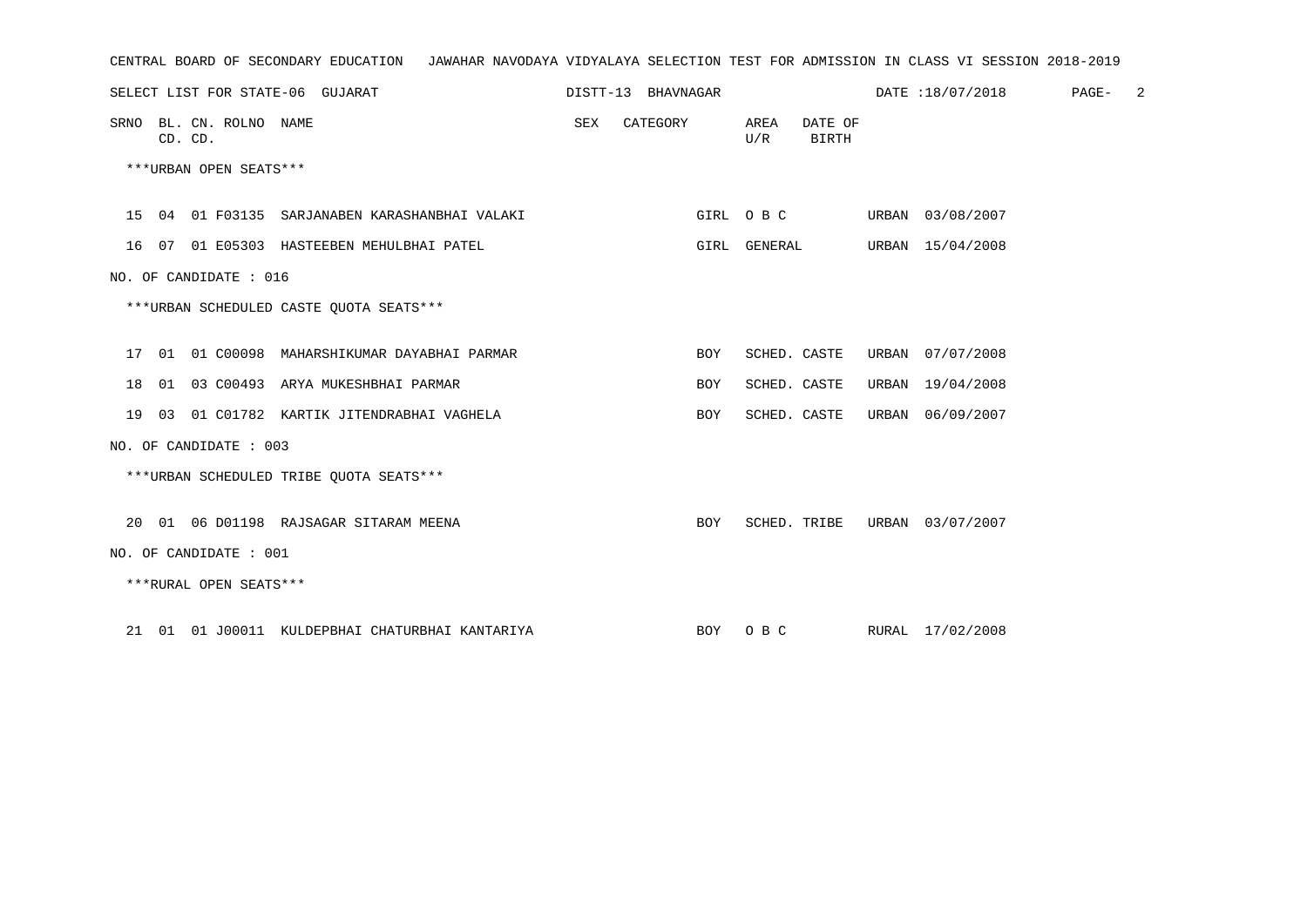CENTRAL BOARD OF SECONDARY EDUCATION JAWAHAR NAVODAYA VIDYALAYA SELECTION TEST FOR ADMISSION IN CLASS VI SESSION 2018-2019

SELECT LIST FOR STATE-06 GUJARAT DISTT-13 BHAVNAGAR DATE :18/07/2018

| SRNO | BL. CD. | CN. CD. | ROLNO | NAME | SEX | CATEGORY | AREA U/R | DATE OF BIRTH |
|---|---|---|---|---|---|---|---|---|
| ***URBAN OPEN SEATS*** | | | | | | | | |
| 15 | 04 | 01 | F03135 | SARJANABEN KARASHANBHAI VALAKI | GIRL | O B C | URBAN | 03/08/2007 |
| 16 | 07 | 01 | E05303 | HASTEEBEN MEHULBHAI PATEL | GIRL | GENERAL | URBAN | 15/04/2008 |
| NO. OF CANDIDATE : 016 | | | | | | | | |
| ***URBAN SCHEDULED CASTE QUOTA SEATS*** | | | | | | | | |
| 17 | 01 | 01 | C00098 | MAHARSHIKUMAR DAYABHAI PARMAR | BOY | SCHED. CASTE | URBAN | 07/07/2008 |
| 18 | 01 | 03 | C00493 | ARYA MUKESHBHAI PARMAR | BOY | SCHED. CASTE | URBAN | 19/04/2008 |
| 19 | 03 | 01 | C01782 | KARTIK JITENDRABHAI VAGHELA | BOY | SCHED. CASTE | URBAN | 06/09/2007 |
| NO. OF CANDIDATE : 003 | | | | | | | | |
| ***URBAN SCHEDULED TRIBE QUOTA SEATS*** | | | | | | | | |
| 20 | 01 | 06 | D01198 | RAJSAGAR SITARAM MEENA | BOY | SCHED. TRIBE | URBAN | 03/07/2007 |
| NO. OF CANDIDATE : 001 | | | | | | | | |
| ***RURAL OPEN SEATS*** | | | | | | | | |
| 21 | 01 | 01 | J00011 | KULDEPBHAI CHATURBHAI KANTARIYA | BOY | O B C | RURAL | 17/02/2008 |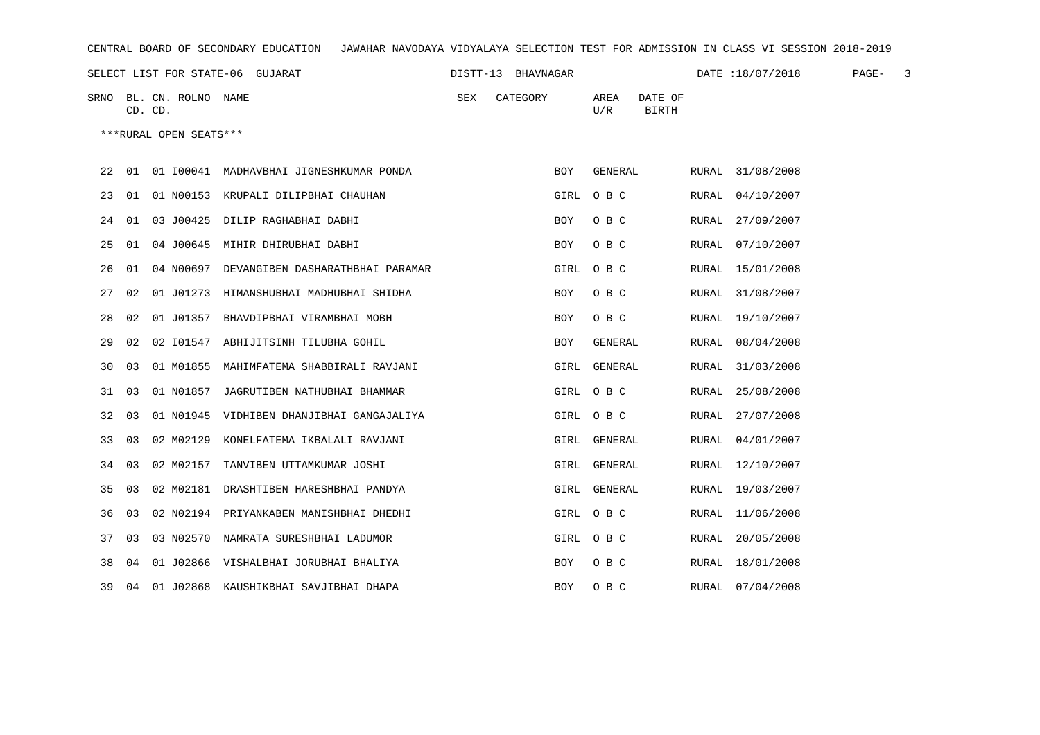CENTRAL BOARD OF SECONDARY EDUCATION JAWAHAR NAVODAYA VIDYALAYA SELECTION TEST FOR ADMISSION IN CLASS VI SESSION 2018-2019

SELECT LIST FOR STATE-06 GUJARAT DISTT-13 BHAVNAGAR DATE :18/07/2018

***RURAL OPEN SEATS***

| SRNO | BL. CD. | CN. CD. | ROLNO | NAME | SEX | CATEGORY | AREA U/R | DATE OF BIRTH |
|---|---|---|---|---|---|---|---|---|
| 22 | 01 | 01 | I00041 | MADHAVBHAI JIGNESHKUMAR PONDA | BOY | GENERAL | RURAL | 31/08/2008 |
| 23 | 01 | 01 | N00153 | KRUPALI DILIPBHAI CHAUHAN | GIRL | O B C | RURAL | 04/10/2007 |
| 24 | 01 | 03 | J00425 | DILIP RAGHABHAI DABHI | BOY | O B C | RURAL | 27/09/2007 |
| 25 | 01 | 04 | J00645 | MIHIR DHIRUBHAI DABHI | BOY | O B C | RURAL | 07/10/2007 |
| 26 | 01 | 04 | N00697 | DEVANGIBEN DASHARATHBHAI PARAMAR | GIRL | O B C | RURAL | 15/01/2008 |
| 27 | 02 | 01 | J01273 | HIMANSHUBHAI MADHUBHAI SHIDHA | BOY | O B C | RURAL | 31/08/2007 |
| 28 | 02 | 01 | J01357 | BHAVDIPBHAI VIRAMBHAI MOBH | BOY | O B C | RURAL | 19/10/2007 |
| 29 | 02 | 02 | I01547 | ABHIJITSINH TILUBHA GOHIL | BOY | GENERAL | RURAL | 08/04/2008 |
| 30 | 03 | 01 | M01855 | MAHIMFATEMA SHABBIRALI RAVJANI | GIRL | GENERAL | RURAL | 31/03/2008 |
| 31 | 03 | 01 | N01857 | JAGRUTIBEN NATHUBHAI BHAMMAR | GIRL | O B C | RURAL | 25/08/2008 |
| 32 | 03 | 01 | N01945 | VIDHIBEN DHANJIBHAI GANGAJALIYA | GIRL | O B C | RURAL | 27/07/2008 |
| 33 | 03 | 02 | M02129 | KONELFATEMA IKBALALI RAVJANI | GIRL | GENERAL | RURAL | 04/01/2007 |
| 34 | 03 | 02 | M02157 | TANVIBEN UTTAMKUMAR JOSHI | GIRL | GENERAL | RURAL | 12/10/2007 |
| 35 | 03 | 02 | M02181 | DRASHTIBEN HARESHBHAI PANDYA | GIRL | GENERAL | RURAL | 19/03/2007 |
| 36 | 03 | 02 | N02194 | PRIYANKABEN MANISHBHAI DHEDHI | GIRL | O B C | RURAL | 11/06/2008 |
| 37 | 03 | 03 | N02570 | NAMRATA SURESHBHAI LADUMOR | GIRL | O B C | RURAL | 20/05/2008 |
| 38 | 04 | 01 | J02866 | VISHALBHAI JORUBHAI BHALIYA | BOY | O B C | RURAL | 18/01/2008 |
| 39 | 04 | 01 | J02868 | KAUSHIKBHAI SAVJIBHAI DHAPA | BOY | O B C | RURAL | 07/04/2008 |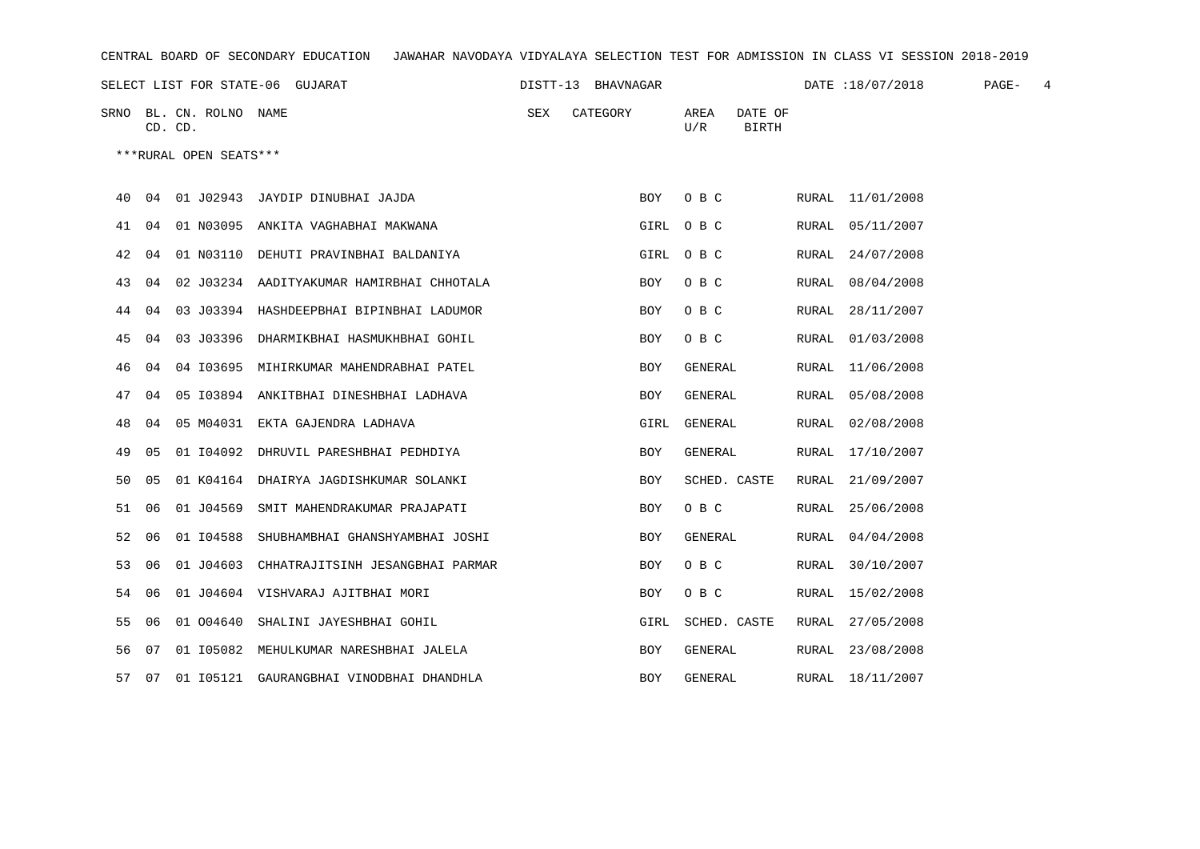CENTRAL BOARD OF SECONDARY EDUCATION JAWAHAR NAVODAYA VIDYALAYA SELECTION TEST FOR ADMISSION IN CLASS VI SESSION 2018-2019

SELECT LIST FOR STATE-06 GUJARAT DISTT-13 BHAVNAGAR DATE :18/07/2018

***RURAL OPEN SEATS***

| SRNO | BL. CD. | CN. CD. | ROLNO | NAME | SEX | CATEGORY | AREA U/R | DATE OF BIRTH |
|---|---|---|---|---|---|---|---|---|
| 40 | 04 | 01 | J02943 | JAYDIP DINUBHAI JAJDA | BOY | O B C | RURAL | 11/01/2008 |
| 41 | 04 | 01 | N03095 | ANKITA VAGHABHAI MAKWANA | GIRL | O B C | RURAL | 05/11/2007 |
| 42 | 04 | 01 | N03110 | DEHUTI PRAVINBHAI BALDANIYA | GIRL | O B C | RURAL | 24/07/2008 |
| 43 | 04 | 02 | J03234 | AADITYAKUMAR HAMIRBHAI CHHOTALA | BOY | O B C | RURAL | 08/04/2008 |
| 44 | 04 | 03 | J03394 | HASHDEEPBHAI BIPINBHAI LADUMOR | BOY | O B C | RURAL | 28/11/2007 |
| 45 | 04 | 03 | J03396 | DHARMIKBHAI HASMUKHBHAI GOHIL | BOY | O B C | RURAL | 01/03/2008 |
| 46 | 04 | 04 | I03695 | MIHIRKUMAR MAHENDRABHAI PATEL | BOY | GENERAL | RURAL | 11/06/2008 |
| 47 | 04 | 05 | I03894 | ANKITBHAI DINESHBHAI LADHAVA | BOY | GENERAL | RURAL | 05/08/2008 |
| 48 | 04 | 05 | M04031 | EKTA GAJENDRA LADHAVA | GIRL | GENERAL | RURAL | 02/08/2008 |
| 49 | 05 | 01 | I04092 | DHRUVIL PARESHBHAI PEDHDIYA | BOY | GENERAL | RURAL | 17/10/2007 |
| 50 | 05 | 01 | K04164 | DHAIRYA JAGDISHKUMAR SOLANKI | BOY | SCHED. CASTE | RURAL | 21/09/2007 |
| 51 | 06 | 01 | J04569 | SMIT MAHENDRAKUMAR PRAJAPATI | BOY | O B C | RURAL | 25/06/2008 |
| 52 | 06 | 01 | I04588 | SHUBHAMBHAI GHANSHYAMBHAI JOSHI | BOY | GENERAL | RURAL | 04/04/2008 |
| 53 | 06 | 01 | J04603 | CHHATRAJITSINH JESANGBHAI PARMAR | BOY | O B C | RURAL | 30/10/2007 |
| 54 | 06 | 01 | J04604 | VISHVARAJ AJITBHAI MORI | BOY | O B C | RURAL | 15/02/2008 |
| 55 | 06 | 01 | O04640 | SHALINI JAYESHBHAI GOHIL | GIRL | SCHED. CASTE | RURAL | 27/05/2008 |
| 56 | 07 | 01 | I05082 | MEHULKUMAR NARESHBHAI JALELA | BOY | GENERAL | RURAL | 23/08/2008 |
| 57 | 07 | 01 | I05121 | GAURANGBHAI VINODBHAI DHANDHLA | BOY | GENERAL | RURAL | 18/11/2007 |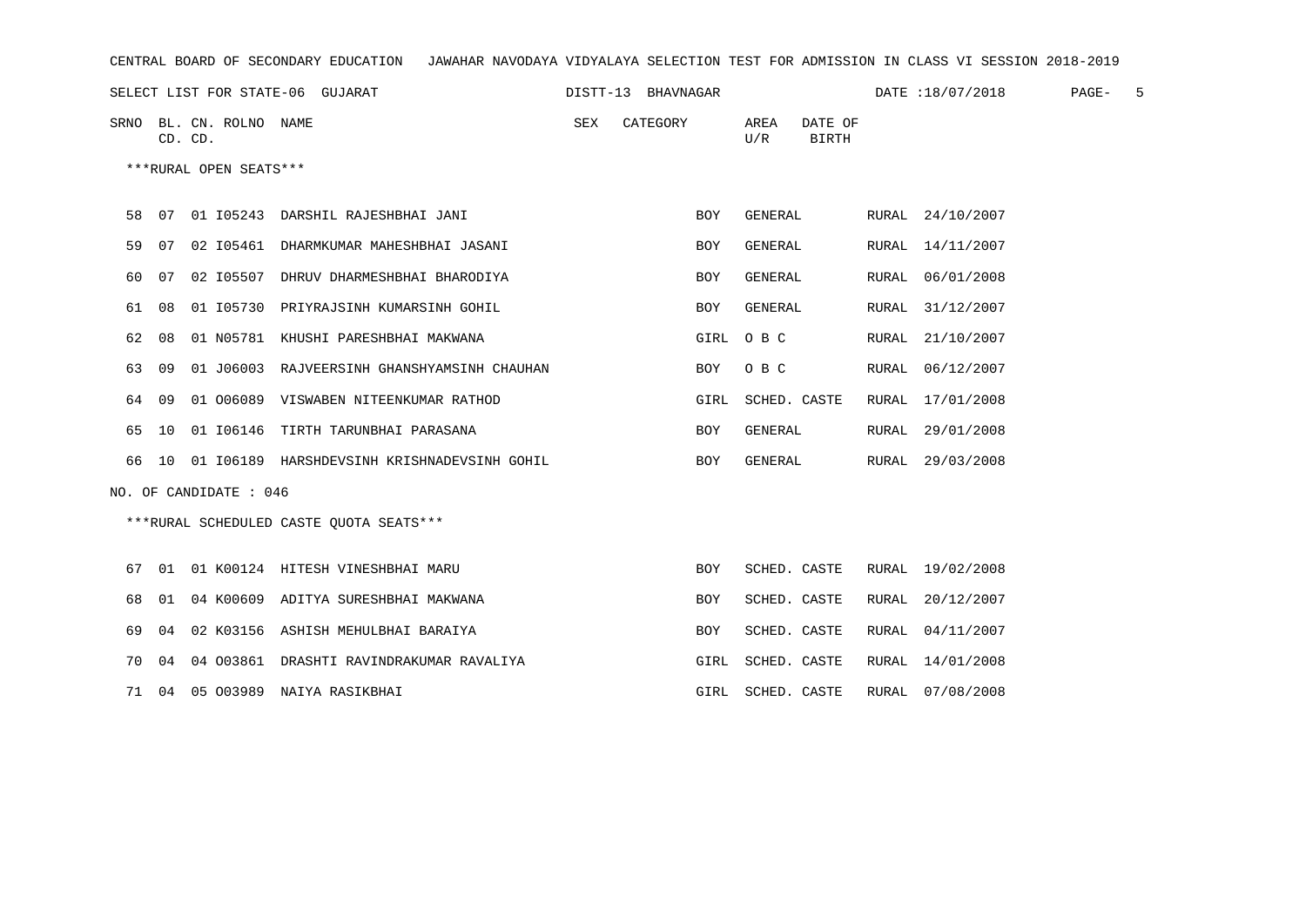CENTRAL BOARD OF SECONDARY EDUCATION JAWAHAR NAVODAYA VIDYALAYA SELECTION TEST FOR ADMISSION IN CLASS VI SESSION 2018-2019

SELECT LIST FOR STATE-06 GUJARAT DISTT-13 BHAVNAGAR DATE :18/07/2018

***RURAL OPEN SEATS***

| SRNO | BL. CD. | CN. CD. | ROLNO | NAME | SEX | CATEGORY | AREA U/R | DATE OF BIRTH |
|---|---|---|---|---|---|---|---|---|
| 58 | 07 | 01 | I05243 | DARSHIL RAJESHBHAI JANI | BOY | GENERAL | RURAL | 24/10/2007 |
| 59 | 07 | 02 | I05461 | DHARMKUMAR MAHESHBHAI JASANI | BOY | GENERAL | RURAL | 14/11/2007 |
| 60 | 07 | 02 | I05507 | DHRUV DHARMESHBHAI BHARODIYA | BOY | GENERAL | RURAL | 06/01/2008 |
| 61 | 08 | 01 | I05730 | PRIYRAJSINH KUMARSINH GOHIL | BOY | GENERAL | RURAL | 31/12/2007 |
| 62 | 08 | 01 | N05781 | KHUSHI PARESHBHAI MAKWANA | GIRL | O B C | RURAL | 21/10/2007 |
| 63 | 09 | 01 | J06003 | RAJVEERSINH GHANSHYAMSINH CHAUHAN | BOY | O B C | RURAL | 06/12/2007 |
| 64 | 09 | 01 | O06089 | VISWABEN NITEENKUMAR RATHOD | GIRL | SCHED. CASTE | RURAL | 17/01/2008 |
| 65 | 10 | 01 | I06146 | TIRTH TARUNBHAI PARASANA | BOY | GENERAL | RURAL | 29/01/2008 |
| 66 | 10 | 01 | I06189 | HARSHDEVSINH KRISHNADEVSINH GOHIL | BOY | GENERAL | RURAL | 29/03/2008 |

NO. OF CANDIDATE : 046

***RURAL SCHEDULED CASTE QUOTA SEATS***

| SRNO | BL. CD. | CN. CD. | ROLNO | NAME | SEX | CATEGORY | AREA U/R | DATE OF BIRTH |
|---|---|---|---|---|---|---|---|---|
| 67 | 01 | 01 | K00124 | HITESH VINESHBHAI MARU | BOY | SCHED. CASTE | RURAL | 19/02/2008 |
| 68 | 01 | 04 | K00609 | ADITYA SURESHBHAI MAKWANA | BOY | SCHED. CASTE | RURAL | 20/12/2007 |
| 69 | 04 | 02 | K03156 | ASHISH MEHULBHAI BARAIYA | BOY | SCHED. CASTE | RURAL | 04/11/2007 |
| 70 | 04 | 04 | O03861 | DRASHTI RAVINDRAKUMAR RAVALIYA | GIRL | SCHED. CASTE | RURAL | 14/01/2008 |
| 71 | 04 | 05 | O03989 | NAIYA RASIKBHAI | GIRL | SCHED. CASTE | RURAL | 07/08/2008 |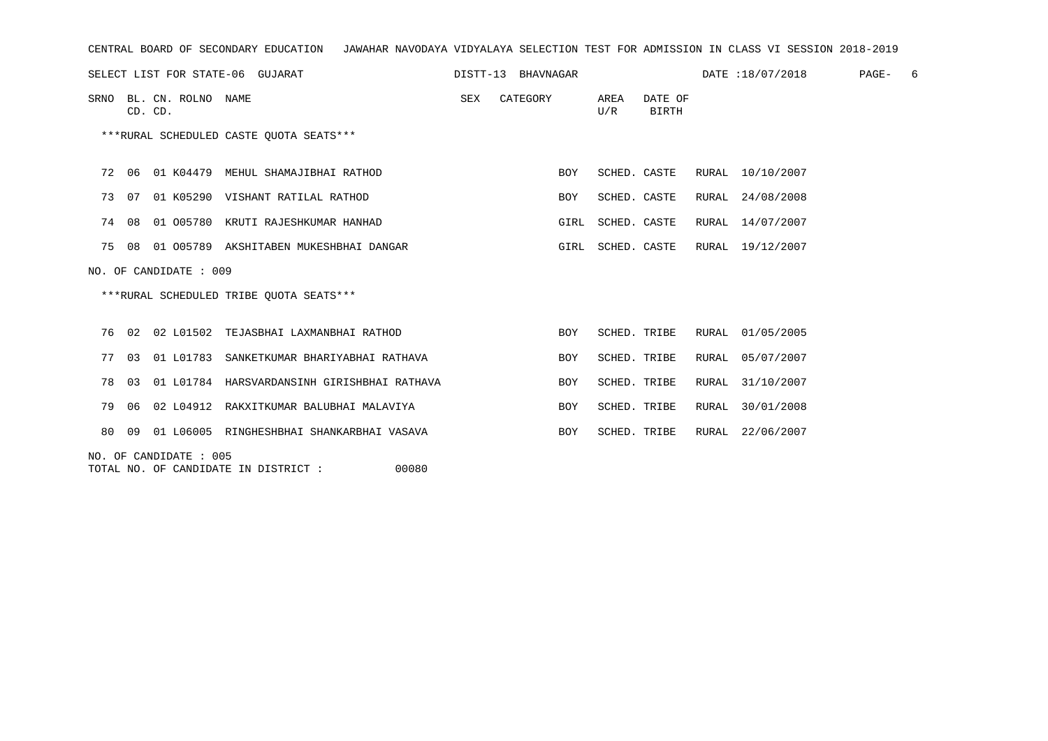CENTRAL BOARD OF SECONDARY EDUCATION   JAWAHAR NAVODAYA VIDYALAYA SELECTION TEST FOR ADMISSION IN CLASS VI SESSION 2018-2019

SELECT LIST FOR STATE-06 GUJARAT   DISTT-13 BHAVNAGAR   DATE :18/07/2018

| SRNO | BL. CD. | CN. CD. | ROLNO | NAME | SEX | CATEGORY | AREA U/R | DATE OF BIRTH |
|---|---|---|---|---|---|---|---|---|

***RURAL SCHEDULED CASTE QUOTA SEATS***

| | | | | | | | | |
|---|---|---|---|---|---|---|---|---|
| 72 | 06 | 01 | K04479 | MEHUL SHAMAJIBHAI RATHOD | BOY | SCHED. CASTE | RURAL | 10/10/2007 |
| 73 | 07 | 01 | K05290 | VISHANT RATILAL RATHOD | BOY | SCHED. CASTE | RURAL | 24/08/2008 |
| 74 | 08 | 01 | O05780 | KRUTI RAJESHKUMAR HANHAD | GIRL | SCHED. CASTE | RURAL | 14/07/2007 |
| 75 | 08 | 01 | O05789 | AKSHITABEN MUKESHBHAI DANGAR | GIRL | SCHED. CASTE | RURAL | 19/12/2007 |

NO. OF CANDIDATE : 009

***RURAL SCHEDULED TRIBE QUOTA SEATS***

| | | | | | | | | |
|---|---|---|---|---|---|---|---|---|
| 76 | 02 | 02 | L01502 | TEJASBHAI LAXMANBHAI RATHOD | BOY | SCHED. TRIBE | RURAL | 01/05/2005 |
| 77 | 03 | 01 | L01783 | SANKETKUMAR BHARIYABHAI RATHAVA | BOY | SCHED. TRIBE | RURAL | 05/07/2007 |
| 78 | 03 | 01 | L01784 | HARSVARDANSINH GIRISHBHAI RATHAVA | BOY | SCHED. TRIBE | RURAL | 31/10/2007 |
| 79 | 06 | 02 | L04912 | RAKXITKUMAR BALUBHAI MALAVIYA | BOY | SCHED. TRIBE | RURAL | 30/01/2008 |
| 80 | 09 | 01 | L06005 | RINGHESHBHAI SHANKARBHAI VASAVA | BOY | SCHED. TRIBE | RURAL | 22/06/2007 |

NO. OF CANDIDATE : 005

TOTAL NO. OF CANDIDATE IN DISTRICT : 00080